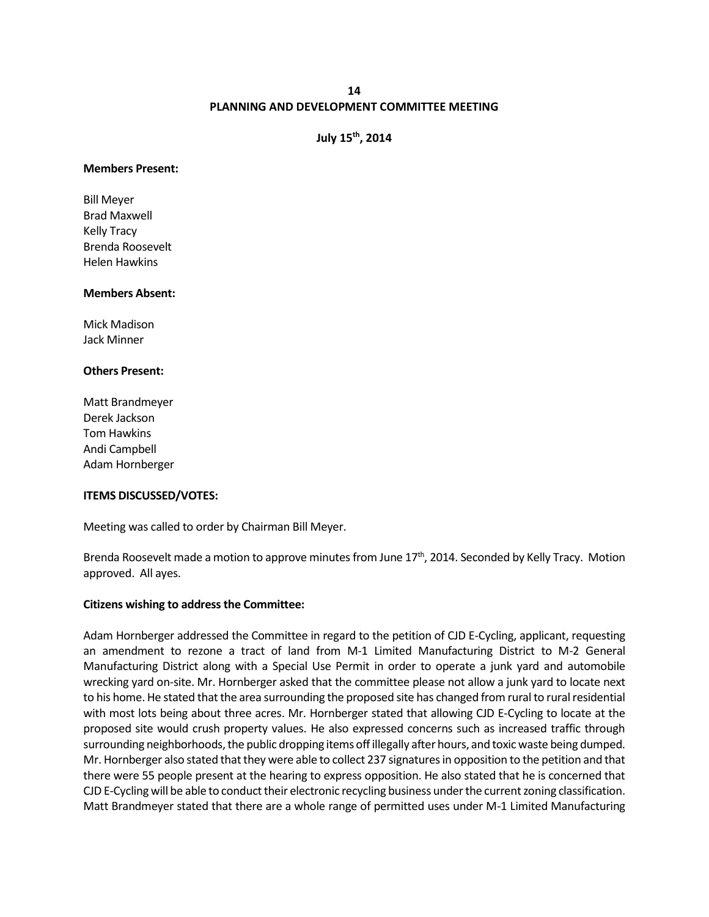**14**

# PLANNING AND DEVELOPMENT COMMITTEE MEETING

**July 15th, 2014**

**Members Present:**

Bill Meyer
Brad Maxwell
Kelly Tracy
Brenda Roosevelt
Helen Hawkins

**Members Absent:**

Mick Madison
Jack Minner

**Others Present:**

Matt Brandmeyer
Derek Jackson
Tom Hawkins
Andi Campbell
Adam Hornberger

**ITEMS DISCUSSED/VOTES:**

Meeting was called to order by Chairman Bill Meyer.

Brenda Roosevelt made a motion to approve minutes from June 17th, 2014. Seconded by Kelly Tracy. Motion approved. All ayes.

**Citizens wishing to address the Committee:**

Adam Hornberger addressed the Committee in regard to the petition of CJD E-Cycling, applicant, requesting an amendment to rezone a tract of land from M-1 Limited Manufacturing District to M-2 General Manufacturing District along with a Special Use Permit in order to operate a junk yard and automobile wrecking yard on-site. Mr. Hornberger asked that the committee please not allow a junk yard to locate next to his home. He stated that the area surrounding the proposed site has changed from rural to rural residential with most lots being about three acres. Mr. Hornberger stated that allowing CJD E-Cycling to locate at the proposed site would crush property values. He also expressed concerns such as increased traffic through surrounding neighborhoods, the public dropping items off illegally after hours, and toxic waste being dumped. Mr. Hornberger also stated that they were able to collect 237 signatures in opposition to the petition and that there were 55 people present at the hearing to express opposition. He also stated that he is concerned that CJD E-Cycling will be able to conduct their electronic recycling business under the current zoning classification. Matt Brandmeyer stated that there are a whole range of permitted uses under M-1 Limited Manufacturing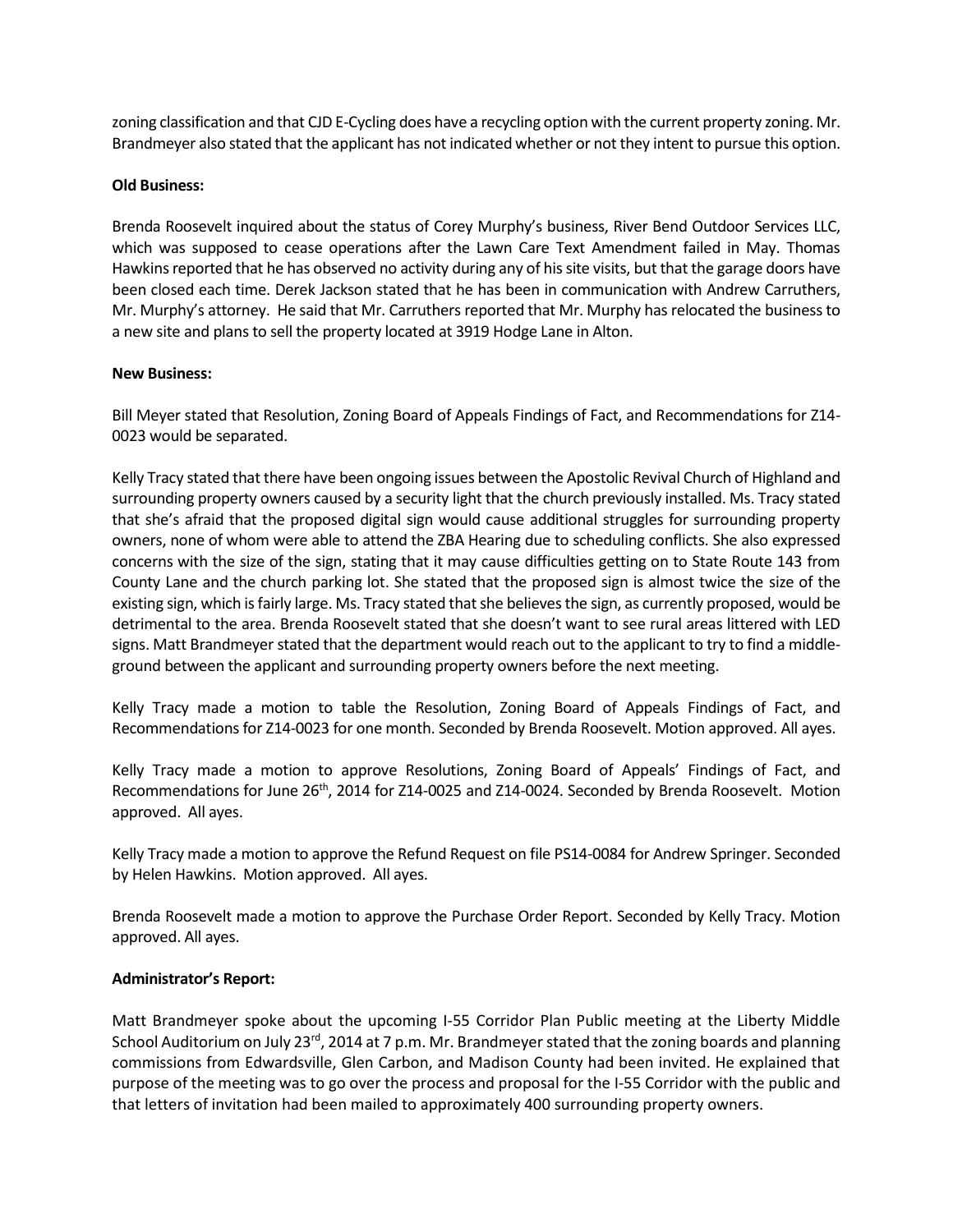zoning classification and that CJD E-Cycling does have a recycling option with the current property zoning. Mr. Brandmeyer also stated that the applicant has not indicated whether or not they intent to pursue this option.

**Old Business:**

Brenda Roosevelt inquired about the status of Corey Murphy's business, River Bend Outdoor Services LLC, which was supposed to cease operations after the Lawn Care Text Amendment failed in May. Thomas Hawkins reported that he has observed no activity during any of his site visits, but that the garage doors have been closed each time. Derek Jackson stated that he has been in communication with Andrew Carruthers, Mr. Murphy's attorney. He said that Mr. Carruthers reported that Mr. Murphy has relocated the business to a new site and plans to sell the property located at 3919 Hodge Lane in Alton.

**New Business:**

Bill Meyer stated that Resolution, Zoning Board of Appeals Findings of Fact, and Recommendations for Z14-0023 would be separated.

Kelly Tracy stated that there have been ongoing issues between the Apostolic Revival Church of Highland and surrounding property owners caused by a security light that the church previously installed. Ms. Tracy stated that she's afraid that the proposed digital sign would cause additional struggles for surrounding property owners, none of whom were able to attend the ZBA Hearing due to scheduling conflicts. She also expressed concerns with the size of the sign, stating that it may cause difficulties getting on to State Route 143 from County Lane and the church parking lot. She stated that the proposed sign is almost twice the size of the existing sign, which is fairly large. Ms. Tracy stated that she believes the sign, as currently proposed, would be detrimental to the area. Brenda Roosevelt stated that she doesn't want to see rural areas littered with LED signs. Matt Brandmeyer stated that the department would reach out to the applicant to try to find a middle-ground between the applicant and surrounding property owners before the next meeting.

Kelly Tracy made a motion to table the Resolution, Zoning Board of Appeals Findings of Fact, and Recommendations for Z14-0023 for one month. Seconded by Brenda Roosevelt. Motion approved. All ayes.

Kelly Tracy made a motion to approve Resolutions, Zoning Board of Appeals' Findings of Fact, and Recommendations for June 26th, 2014 for Z14-0025 and Z14-0024. Seconded by Brenda Roosevelt. Motion approved. All ayes.

Kelly Tracy made a motion to approve the Refund Request on file PS14-0084 for Andrew Springer. Seconded by Helen Hawkins. Motion approved. All ayes.

Brenda Roosevelt made a motion to approve the Purchase Order Report. Seconded by Kelly Tracy. Motion approved. All ayes.

**Administrator's Report:**

Matt Brandmeyer spoke about the upcoming I-55 Corridor Plan Public meeting at the Liberty Middle School Auditorium on July 23rd, 2014 at 7 p.m. Mr. Brandmeyer stated that the zoning boards and planning commissions from Edwardsville, Glen Carbon, and Madison County had been invited. He explained that purpose of the meeting was to go over the process and proposal for the I-55 Corridor with the public and that letters of invitation had been mailed to approximately 400 surrounding property owners.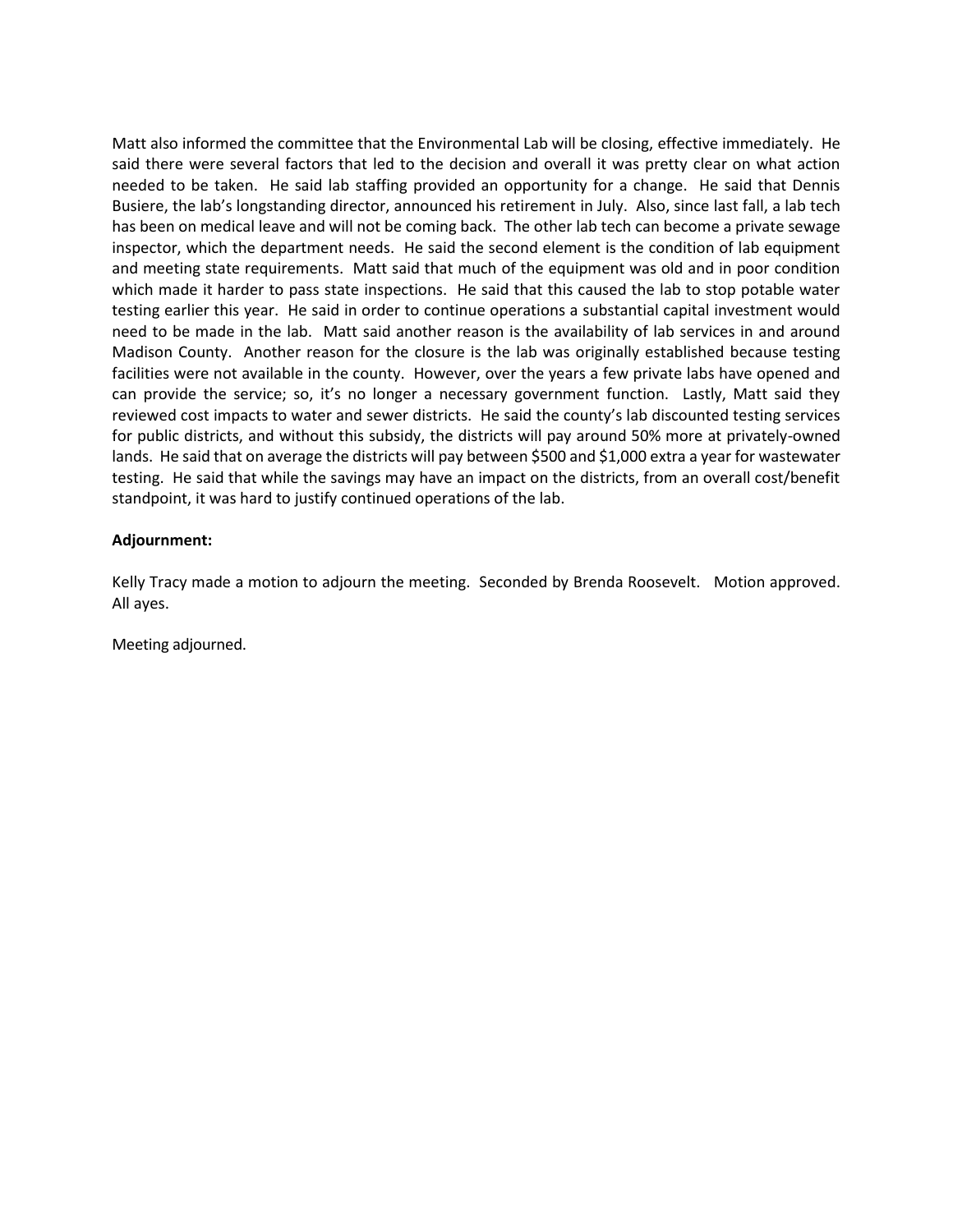Matt also informed the committee that the Environmental Lab will be closing, effective immediately. He said there were several factors that led to the decision and overall it was pretty clear on what action needed to be taken. He said lab staffing provided an opportunity for a change. He said that Dennis Busiere, the lab's longstanding director, announced his retirement in July. Also, since last fall, a lab tech has been on medical leave and will not be coming back. The other lab tech can become a private sewage inspector, which the department needs. He said the second element is the condition of lab equipment and meeting state requirements. Matt said that much of the equipment was old and in poor condition which made it harder to pass state inspections. He said that this caused the lab to stop potable water testing earlier this year. He said in order to continue operations a substantial capital investment would need to be made in the lab. Matt said another reason is the availability of lab services in and around Madison County. Another reason for the closure is the lab was originally established because testing facilities were not available in the county. However, over the years a few private labs have opened and can provide the service; so, it's no longer a necessary government function. Lastly, Matt said they reviewed cost impacts to water and sewer districts. He said the county's lab discounted testing services for public districts, and without this subsidy, the districts will pay around 50% more at privately-owned lands. He said that on average the districts will pay between $500 and $1,000 extra a year for wastewater testing. He said that while the savings may have an impact on the districts, from an overall cost/benefit standpoint, it was hard to justify continued operations of the lab.

**Adjournment:**

Kelly Tracy made a motion to adjourn the meeting. Seconded by Brenda Roosevelt. Motion approved. All ayes.

Meeting adjourned.